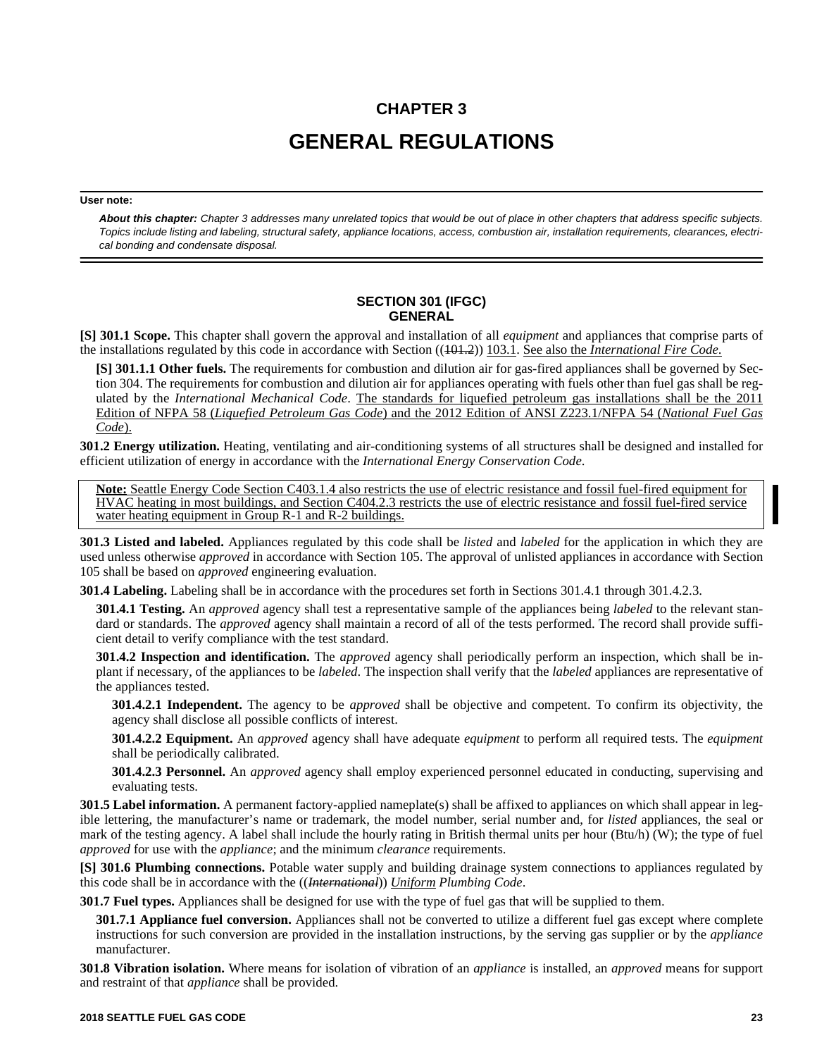# CHAPTER 3

# GENERAL REGULATIONS

**User note:**

***About this chapter:*** *Chapter 3 addresses many unrelated topics that would be out of place in other chapters that address specific subjects. Topics include listing and labeling, structural safety, appliance locations, access, combustion air, installation requirements, clearances, electrical bonding and condensate disposal.*

## SECTION 301 (IFGC) GENERAL

**[S] 301.1 Scope.** This chapter shall govern the approval and installation of all *equipment* and appliances that comprise parts of the installations regulated by this code in accordance with Section ((~~101.2~~)) <u>103.1</u>. <u>See also the *International Fire Code*.</u>

**[S] 301.1.1 Other fuels.** The requirements for combustion and dilution air for gas-fired appliances shall be governed by Section 304. The requirements for combustion and dilution air for appliances operating with fuels other than fuel gas shall be regulated by the *International Mechanical Code*. <u>The standards for liquefied petroleum gas installations shall be the 2011 Edition of NFPA 58 (*Liquefied Petroleum Gas Code*) and the 2012 Edition of ANSI Z223.1/NFPA 54 (*National Fuel Gas Code*).</u>

**301.2 Energy utilization.** Heating, ventilating and air-conditioning systems of all structures shall be designed and installed for efficient utilization of energy in accordance with the *International Energy Conservation Code*.

> <u>**Note:** Seattle Energy Code Section C403.1.4 also restricts the use of electric resistance and fossil fuel-fired equipment for HVAC heating in most buildings, and Section C404.2.3 restricts the use of electric resistance and fossil fuel-fired service water heating equipment in Group R-1 and R-2 buildings.</u>

**301.3 Listed and labeled.** Appliances regulated by this code shall be *listed* and *labeled* for the application in which they are used unless otherwise *approved* in accordance with Section 105. The approval of unlisted appliances in accordance with Section 105 shall be based on *approved* engineering evaluation.

**301.4 Labeling.** Labeling shall be in accordance with the procedures set forth in Sections 301.4.1 through 301.4.2.3.

**301.4.1 Testing.** An *approved* agency shall test a representative sample of the appliances being *labeled* to the relevant standard or standards. The *approved* agency shall maintain a record of all of the tests performed. The record shall provide sufficient detail to verify compliance with the test standard.

**301.4.2 Inspection and identification.** The *approved* agency shall periodically perform an inspection, which shall be in-plant if necessary, of the appliances to be *labeled*. The inspection shall verify that the *labeled* appliances are representative of the appliances tested.

**301.4.2.1 Independent.** The agency to be *approved* shall be objective and competent. To confirm its objectivity, the agency shall disclose all possible conflicts of interest.

**301.4.2.2 Equipment.** An *approved* agency shall have adequate *equipment* to perform all required tests. The *equipment* shall be periodically calibrated.

**301.4.2.3 Personnel.** An *approved* agency shall employ experienced personnel educated in conducting, supervising and evaluating tests.

**301.5 Label information.** A permanent factory-applied nameplate(s) shall be affixed to appliances on which shall appear in legible lettering, the manufacturer's name or trademark, the model number, serial number and, for *listed* appliances, the seal or mark of the testing agency. A label shall include the hourly rating in British thermal units per hour (Btu/h) (W); the type of fuel *approved* for use with the *appliance*; and the minimum *clearance* requirements.

**[S] 301.6 Plumbing connections.** Potable water supply and building drainage system connections to appliances regulated by this code shall be in accordance with the ((~~*International*~~)) <u>*Uniform*</u> *Plumbing Code*.

**301.7 Fuel types.** Appliances shall be designed for use with the type of fuel gas that will be supplied to them.

**301.7.1 Appliance fuel conversion.** Appliances shall not be converted to utilize a different fuel gas except where complete instructions for such conversion are provided in the installation instructions, by the serving gas supplier or by the *appliance* manufacturer.

**301.8 Vibration isolation.** Where means for isolation of vibration of an *appliance* is installed, an *approved* means for support and restraint of that *appliance* shall be provided.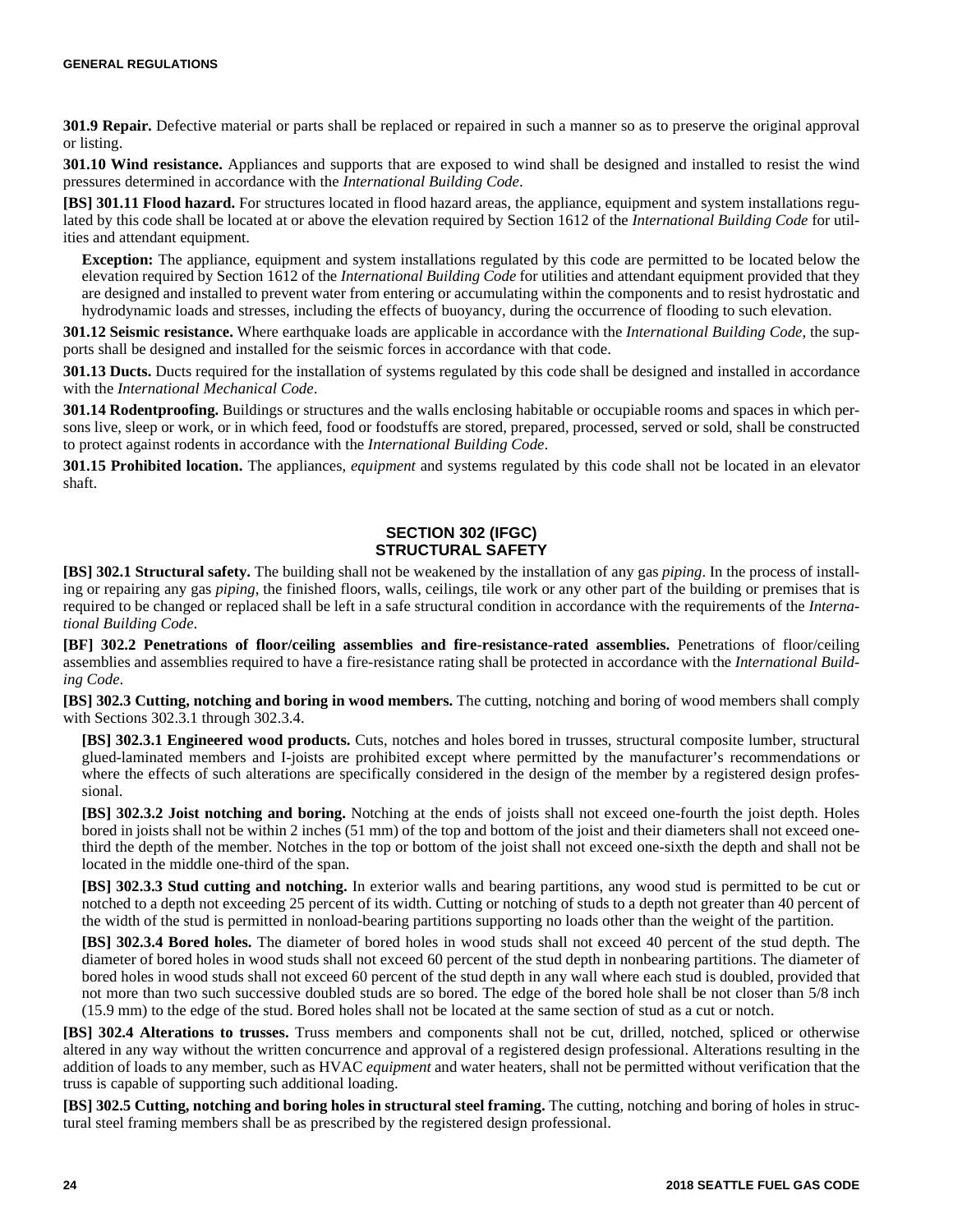**301.9 Repair.** Defective material or parts shall be replaced or repaired in such a manner so as to preserve the original approval or listing.

**301.10 Wind resistance.** Appliances and supports that are exposed to wind shall be designed and installed to resist the wind pressures determined in accordance with the *International Building Code*.

**[BS] 301.11 Flood hazard.** For structures located in flood hazard areas, the appliance, equipment and system installations regulated by this code shall be located at or above the elevation required by Section 1612 of the *International Building Code* for utilities and attendant equipment.

**Exception:** The appliance, equipment and system installations regulated by this code are permitted to be located below the elevation required by Section 1612 of the *International Building Code* for utilities and attendant equipment provided that they are designed and installed to prevent water from entering or accumulating within the components and to resist hydrostatic and hydrodynamic loads and stresses, including the effects of buoyancy, during the occurrence of flooding to such elevation.

**301.12 Seismic resistance.** Where earthquake loads are applicable in accordance with the *International Building Code*, the supports shall be designed and installed for the seismic forces in accordance with that code.

**301.13 Ducts.** Ducts required for the installation of systems regulated by this code shall be designed and installed in accordance with the *International Mechanical Code*.

**301.14 Rodentproofing.** Buildings or structures and the walls enclosing habitable or occupiable rooms and spaces in which persons live, sleep or work, or in which feed, food or foodstuffs are stored, prepared, processed, served or sold, shall be constructed to protect against rodents in accordance with the *International Building Code*.

**301.15 Prohibited location.** The appliances, *equipment* and systems regulated by this code shall not be located in an elevator shaft.

## SECTION 302 (IFGC) STRUCTURAL SAFETY

**[BS] 302.1 Structural safety.** The building shall not be weakened by the installation of any gas *piping*. In the process of installing or repairing any gas *piping*, the finished floors, walls, ceilings, tile work or any other part of the building or premises that is required to be changed or replaced shall be left in a safe structural condition in accordance with the requirements of the *International Building Code*.

**[BF] 302.2 Penetrations of floor/ceiling assemblies and fire-resistance-rated assemblies.** Penetrations of floor/ceiling assemblies and assemblies required to have a fire-resistance rating shall be protected in accordance with the *International Building Code*.

**[BS] 302.3 Cutting, notching and boring in wood members.** The cutting, notching and boring of wood members shall comply with Sections 302.3.1 through 302.3.4.

**[BS] 302.3.1 Engineered wood products.** Cuts, notches and holes bored in trusses, structural composite lumber, structural glued-laminated members and I-joists are prohibited except where permitted by the manufacturer's recommendations or where the effects of such alterations are specifically considered in the design of the member by a registered design professional.

**[BS] 302.3.2 Joist notching and boring.** Notching at the ends of joists shall not exceed one-fourth the joist depth. Holes bored in joists shall not be within 2 inches (51 mm) of the top and bottom of the joist and their diameters shall not exceed one-third the depth of the member. Notches in the top or bottom of the joist shall not exceed one-sixth the depth and shall not be located in the middle one-third of the span.

**[BS] 302.3.3 Stud cutting and notching.** In exterior walls and bearing partitions, any wood stud is permitted to be cut or notched to a depth not exceeding 25 percent of its width. Cutting or notching of studs to a depth not greater than 40 percent of the width of the stud is permitted in nonload-bearing partitions supporting no loads other than the weight of the partition.

**[BS] 302.3.4 Bored holes.** The diameter of bored holes in wood studs shall not exceed 40 percent of the stud depth. The diameter of bored holes in wood studs shall not exceed 60 percent of the stud depth in nonbearing partitions. The diameter of bored holes in wood studs shall not exceed 60 percent of the stud depth in any wall where each stud is doubled, provided that not more than two such successive doubled studs are so bored. The edge of the bored hole shall be not closer than 5/8 inch (15.9 mm) to the edge of the stud. Bored holes shall not be located at the same section of stud as a cut or notch.

**[BS] 302.4 Alterations to trusses.** Truss members and components shall not be cut, drilled, notched, spliced or otherwise altered in any way without the written concurrence and approval of a registered design professional. Alterations resulting in the addition of loads to any member, such as HVAC *equipment* and water heaters, shall not be permitted without verification that the truss is capable of supporting such additional loading.

**[BS] 302.5 Cutting, notching and boring holes in structural steel framing.** The cutting, notching and boring of holes in structural steel framing members shall be as prescribed by the registered design professional.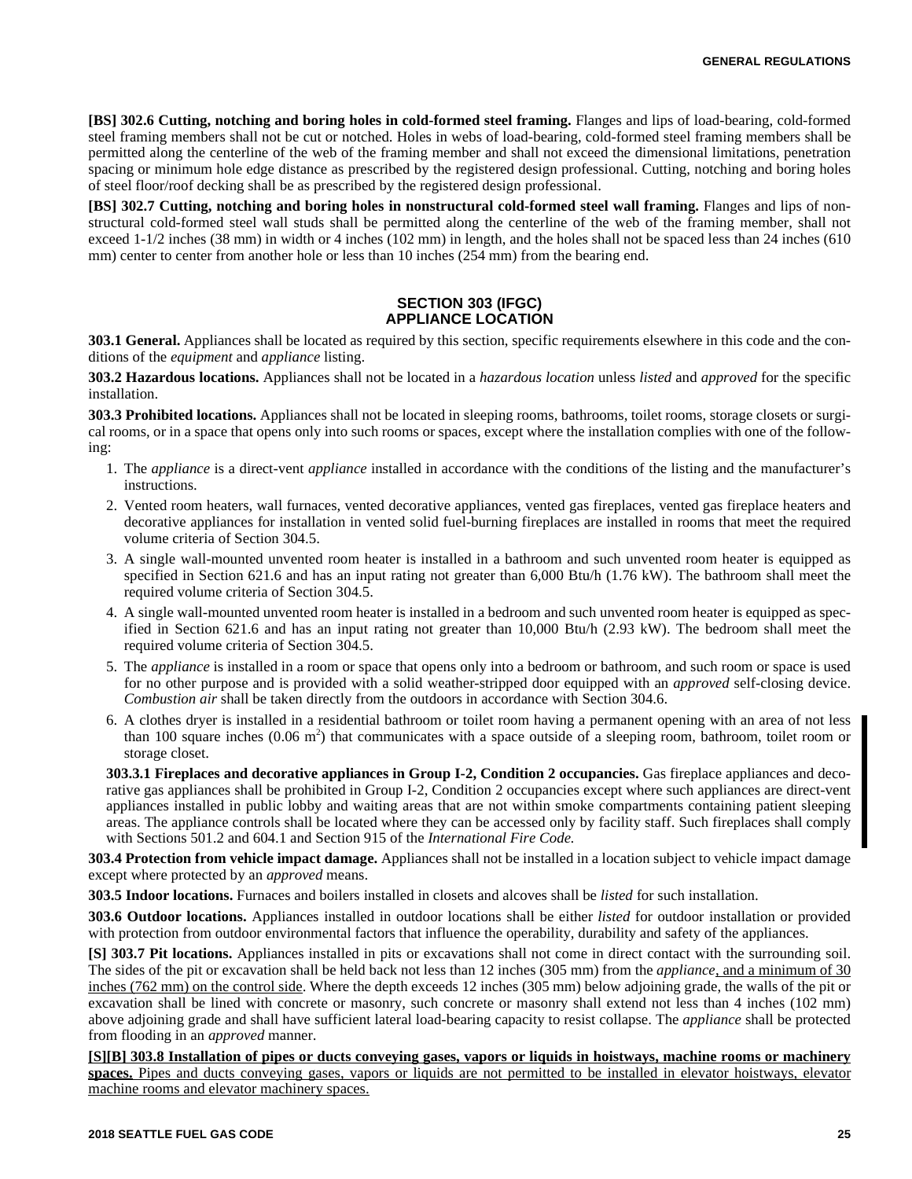**[BS] 302.6 Cutting, notching and boring holes in cold-formed steel framing.** Flanges and lips of load-bearing, cold-formed steel framing members shall not be cut or notched. Holes in webs of load-bearing, cold-formed steel framing members shall be permitted along the centerline of the web of the framing member and shall not exceed the dimensional limitations, penetration spacing or minimum hole edge distance as prescribed by the registered design professional. Cutting, notching and boring holes of steel floor/roof decking shall be as prescribed by the registered design professional.

**[BS] 302.7 Cutting, notching and boring holes in nonstructural cold-formed steel wall framing.** Flanges and lips of nonstructural cold-formed steel wall studs shall be permitted along the centerline of the web of the framing member, shall not exceed 1-1/2 inches (38 mm) in width or 4 inches (102 mm) in length, and the holes shall not be spaced less than 24 inches (610 mm) center to center from another hole or less than 10 inches (254 mm) from the bearing end.

## SECTION 303 (IFGC) APPLIANCE LOCATION

**303.1 General.** Appliances shall be located as required by this section, specific requirements elsewhere in this code and the conditions of the *equipment* and *appliance* listing.

**303.2 Hazardous locations.** Appliances shall not be located in a *hazardous location* unless *listed* and *approved* for the specific installation.

**303.3 Prohibited locations.** Appliances shall not be located in sleeping rooms, bathrooms, toilet rooms, storage closets or surgical rooms, or in a space that opens only into such rooms or spaces, except where the installation complies with one of the following:

1. The *appliance* is a direct-vent *appliance* installed in accordance with the conditions of the listing and the manufacturer's instructions.
2. Vented room heaters, wall furnaces, vented decorative appliances, vented gas fireplaces, vented gas fireplace heaters and decorative appliances for installation in vented solid fuel-burning fireplaces are installed in rooms that meet the required volume criteria of Section 304.5.
3. A single wall-mounted unvented room heater is installed in a bathroom and such unvented room heater is equipped as specified in Section 621.6 and has an input rating not greater than 6,000 Btu/h (1.76 kW). The bathroom shall meet the required volume criteria of Section 304.5.
4. A single wall-mounted unvented room heater is installed in a bedroom and such unvented room heater is equipped as specified in Section 621.6 and has an input rating not greater than 10,000 Btu/h (2.93 kW). The bedroom shall meet the required volume criteria of Section 304.5.
5. The *appliance* is installed in a room or space that opens only into a bedroom or bathroom, and such room or space is used for no other purpose and is provided with a solid weather-stripped door equipped with an *approved* self-closing device. *Combustion air* shall be taken directly from the outdoors in accordance with Section 304.6.
6. A clothes dryer is installed in a residential bathroom or toilet room having a permanent opening with an area of not less than 100 square inches (0.06 $m^2$) that communicates with a space outside of a sleeping room, bathroom, toilet room or storage closet.

**303.3.1 Fireplaces and decorative appliances in Group I-2, Condition 2 occupancies.** Gas fireplace appliances and decorative gas appliances shall be prohibited in Group I-2, Condition 2 occupancies except where such appliances are direct-vent appliances installed in public lobby and waiting areas that are not within smoke compartments containing patient sleeping areas. The appliance controls shall be located where they can be accessed only by facility staff. Such fireplaces shall comply with Sections 501.2 and 604.1 and Section 915 of the *International Fire Code.*

**303.4 Protection from vehicle impact damage.** Appliances shall not be installed in a location subject to vehicle impact damage except where protected by an *approved* means.

**303.5 Indoor locations.** Furnaces and boilers installed in closets and alcoves shall be *listed* for such installation.

**303.6 Outdoor locations.** Appliances installed in outdoor locations shall be either *listed* for outdoor installation or provided with protection from outdoor environmental factors that influence the operability, durability and safety of the appliances.

**[S] 303.7 Pit locations.** Appliances installed in pits or excavations shall not come in direct contact with the surrounding soil. The sides of the pit or excavation shall be held back not less than 12 inches (305 mm) from the *appliance*, and a minimum of 30 inches (762 mm) on the control side. Where the depth exceeds 12 inches (305 mm) below adjoining grade, the walls of the pit or excavation shall be lined with concrete or masonry, such concrete or masonry shall extend not less than 4 inches (102 mm) above adjoining grade and shall have sufficient lateral load-bearing capacity to resist collapse. The *appliance* shall be protected from flooding in an *approved* manner.

**[S][B] 303.8 Installation of pipes or ducts conveying gases, vapors or liquids in hoistways, machine rooms or machinery spaces.** Pipes and ducts conveying gases, vapors or liquids are not permitted to be installed in elevator hoistways, elevator machine rooms and elevator machinery spaces.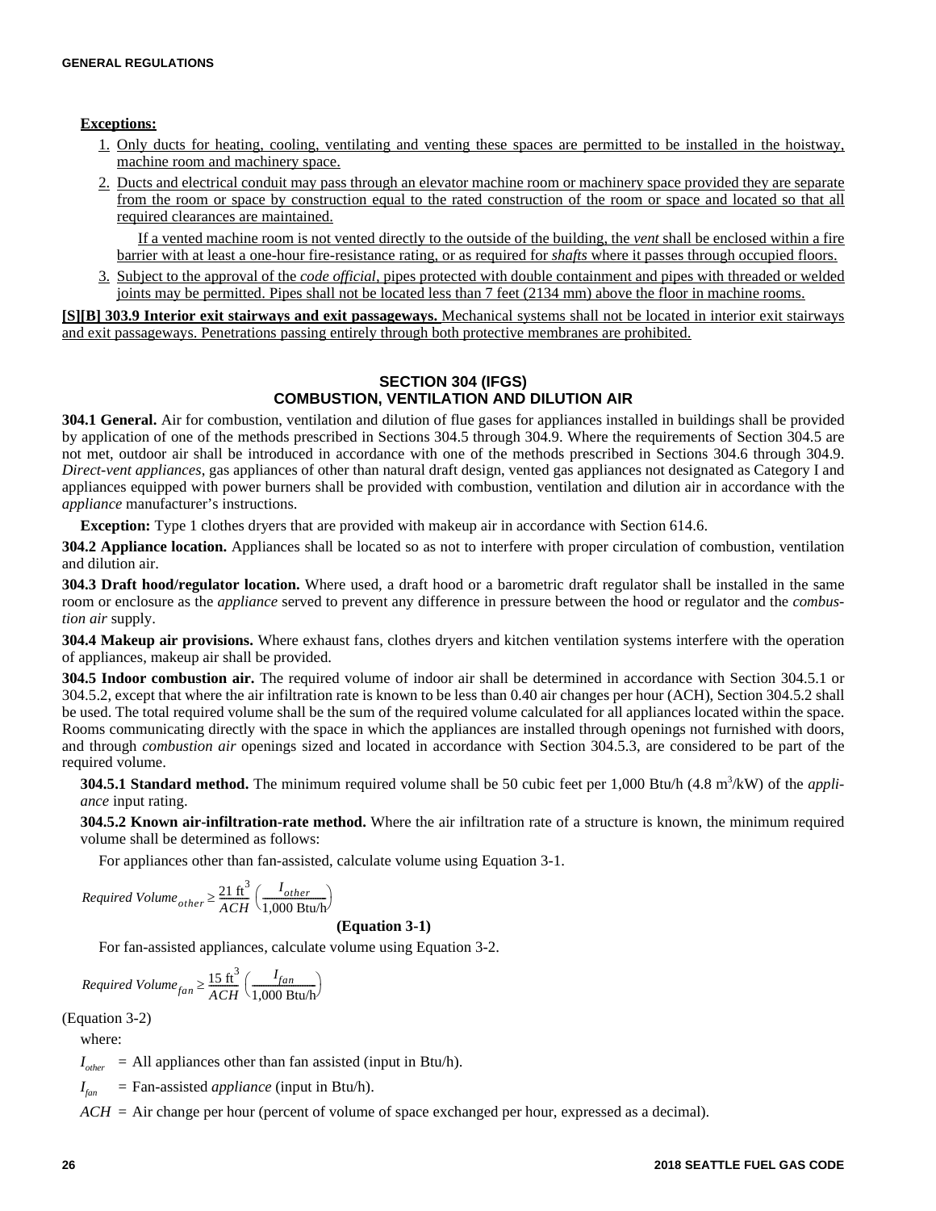**Exceptions:**

1. Only ducts for heating, cooling, ventilating and venting these spaces are permitted to be installed in the hoistway, machine room and machinery space.
2. Ducts and electrical conduit may pass through an elevator machine room or machinery space provided they are separate from the room or space by construction equal to the rated construction of the room or space and located so that all required clearances are maintained.

   If a vented machine room is not vented directly to the outside of the building, the *vent* shall be enclosed within a fire barrier with at least a one-hour fire-resistance rating, or as required for *shafts* where it passes through occupied floors.
3. Subject to the approval of the *code official*, pipes protected with double containment and pipes with threaded or welded joints may be permitted. Pipes shall not be located less than 7 feet (2134 mm) above the floor in machine rooms.

**[S][B] 303.9 Interior exit stairways and exit passageways.** Mechanical systems shall not be located in interior exit stairways and exit passageways. Penetrations passing entirely through both protective membranes are prohibited.

## SECTION 304 (IFGS) COMBUSTION, VENTILATION AND DILUTION AIR

**304.1 General.** Air for combustion, ventilation and dilution of flue gases for appliances installed in buildings shall be provided by application of one of the methods prescribed in Sections 304.5 through 304.9. Where the requirements of Section 304.5 are not met, outdoor air shall be introduced in accordance with one of the methods prescribed in Sections 304.6 through 304.9. *Direct-vent appliances*, gas appliances of other than natural draft design, vented gas appliances not designated as Category I and appliances equipped with power burners shall be provided with combustion, ventilation and dilution air in accordance with the *appliance* manufacturer's instructions.

**Exception:** Type 1 clothes dryers that are provided with makeup air in accordance with Section 614.6.

**304.2 Appliance location.** Appliances shall be located so as not to interfere with proper circulation of combustion, ventilation and dilution air.

**304.3 Draft hood/regulator location.** Where used, a draft hood or a barometric draft regulator shall be installed in the same room or enclosure as the *appliance* served to prevent any difference in pressure between the hood or regulator and the *combustion air* supply.

**304.4 Makeup air provisions.** Where exhaust fans, clothes dryers and kitchen ventilation systems interfere with the operation of appliances, makeup air shall be provided.

**304.5 Indoor combustion air.** The required volume of indoor air shall be determined in accordance with Section 304.5.1 or 304.5.2, except that where the air infiltration rate is known to be less than 0.40 air changes per hour (ACH), Section 304.5.2 shall be used. The total required volume shall be the sum of the required volume calculated for all appliances located within the space. Rooms communicating directly with the space in which the appliances are installed through openings not furnished with doors, and through *combustion air* openings sized and located in accordance with Section 304.5.3, are considered to be part of the required volume.

**304.5.1 Standard method.** The minimum required volume shall be 50 cubic feet per 1,000 Btu/h (4.8 $m^3$/kW) of the *appliance* input rating.

**304.5.2 Known air-infiltration-rate method.** Where the air infiltration rate of a structure is known, the minimum required volume shall be determined as follows:

For appliances other than fan-assisted, calculate volume using Equation 3-1.

$$Required\ Volume_{other} \geq \frac{21\ \text{ft}^3}{ACH}\left(\frac{I_{other}}{1{,}000\ \text{Btu/h}}\right)$$

**(Equation 3-1)**

For fan-assisted appliances, calculate volume using Equation 3-2.

$$Required\ Volume_{fan} \geq \frac{15\ \text{ft}^3}{ACH}\left(\frac{I_{fan}}{1{,}000\ \text{Btu/h}}\right)$$

(Equation 3-2)

where:

$I_{other}$ = All appliances other than fan assisted (input in Btu/h).

$I_{fan}$ = Fan-assisted *appliance* (input in Btu/h).

$ACH$ = Air change per hour (percent of volume of space exchanged per hour, expressed as a decimal).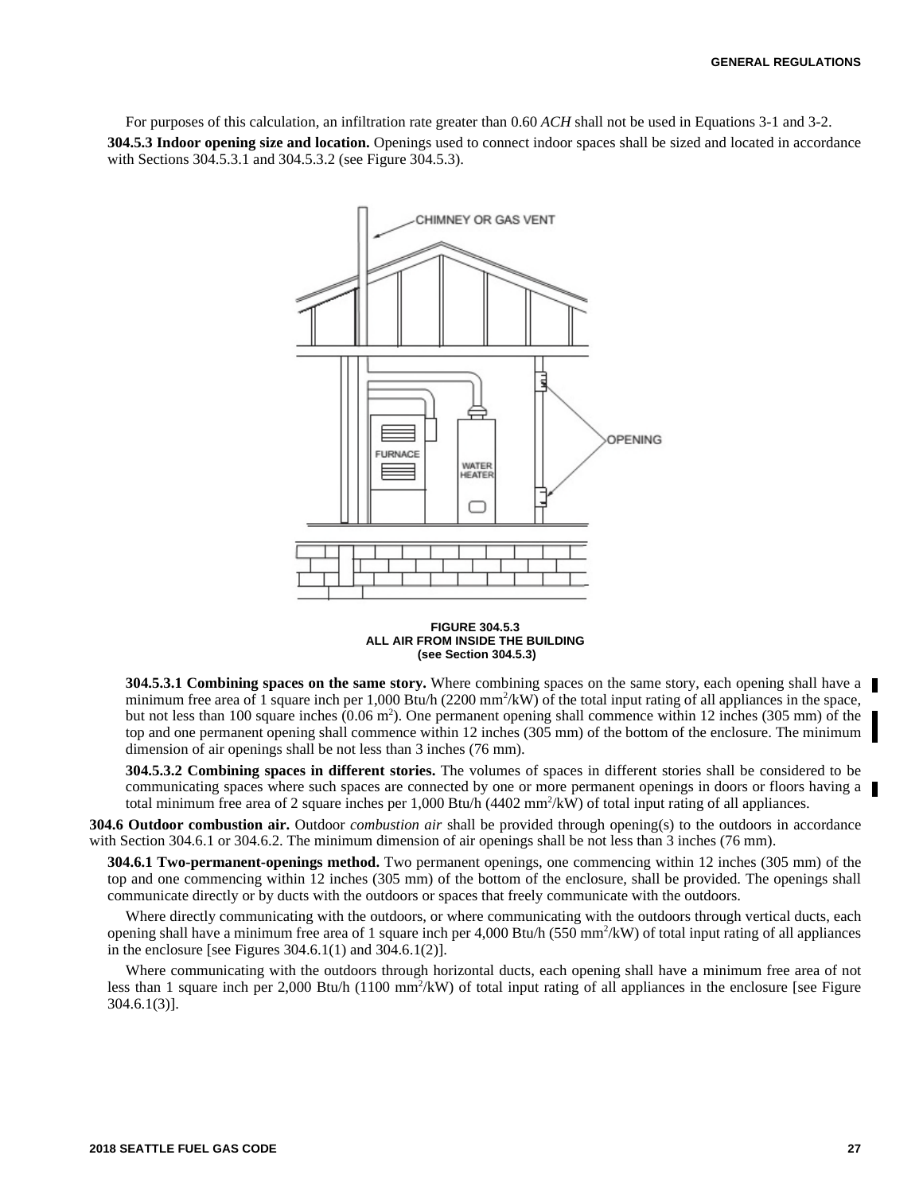For purposes of this calculation, an infiltration rate greater than 0.60 *ACH* shall not be used in Equations 3-1 and 3-2.

**304.5.3 Indoor opening size and location.** Openings used to connect indoor spaces shall be sized and located in accordance with Sections 304.5.3.1 and 304.5.3.2 (see Figure 304.5.3).

**FIGURE 304.5.3**
**ALL AIR FROM INSIDE THE BUILDING**
**(see Section 304.5.3)**

**304.5.3.1 Combining spaces on the same story.** Where combining spaces on the same story, each opening shall have a minimum free area of 1 square inch per 1,000 Btu/h (2200 $mm^2$/kW) of the total input rating of all appliances in the space, but not less than 100 square inches (0.06 $m^2$). One permanent opening shall commence within 12 inches (305 mm) of the top and one permanent opening shall commence within 12 inches (305 mm) of the bottom of the enclosure. The minimum dimension of air openings shall be not less than 3 inches (76 mm).

**304.5.3.2 Combining spaces in different stories.** The volumes of spaces in different stories shall be considered to be communicating spaces where such spaces are connected by one or more permanent openings in doors or floors having a total minimum free area of 2 square inches per 1,000 Btu/h (4402 $mm^2$/kW) of total input rating of all appliances.

**304.6 Outdoor combustion air.** Outdoor *combustion air* shall be provided through opening(s) to the outdoors in accordance with Section 304.6.1 or 304.6.2. The minimum dimension of air openings shall be not less than 3 inches (76 mm).

**304.6.1 Two-permanent-openings method.** Two permanent openings, one commencing within 12 inches (305 mm) of the top and one commencing within 12 inches (305 mm) of the bottom of the enclosure, shall be provided. The openings shall communicate directly or by ducts with the outdoors or spaces that freely communicate with the outdoors.

Where directly communicating with the outdoors, or where communicating with the outdoors through vertical ducts, each opening shall have a minimum free area of 1 square inch per 4,000 Btu/h (550 $mm^2$/kW) of total input rating of all appliances in the enclosure [see Figures 304.6.1(1) and 304.6.1(2)].

Where communicating with the outdoors through horizontal ducts, each opening shall have a minimum free area of not less than 1 square inch per 2,000 Btu/h (1100 $mm^2$/kW) of total input rating of all appliances in the enclosure [see Figure 304.6.1(3)].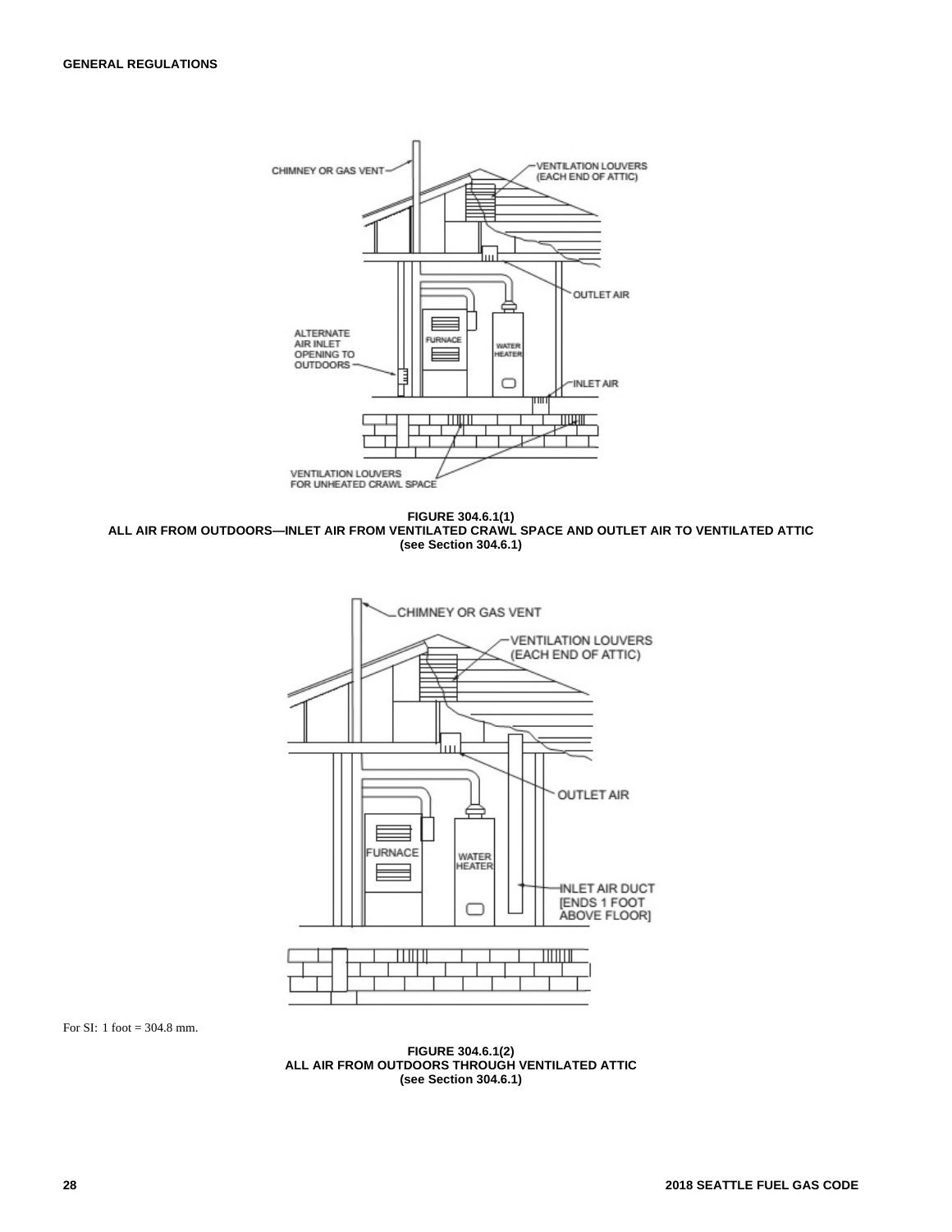**FIGURE 304.6.1(1)**
**ALL AIR FROM OUTDOORS—INLET AIR FROM VENTILATED CRAWL SPACE AND OUTLET AIR TO VENTILATED ATTIC**
**(see Section 304.6.1)**

For SI: 1 foot = 304.8 mm.

**FIGURE 304.6.1(2)**
**ALL AIR FROM OUTDOORS THROUGH VENTILATED ATTIC**
**(see Section 304.6.1)**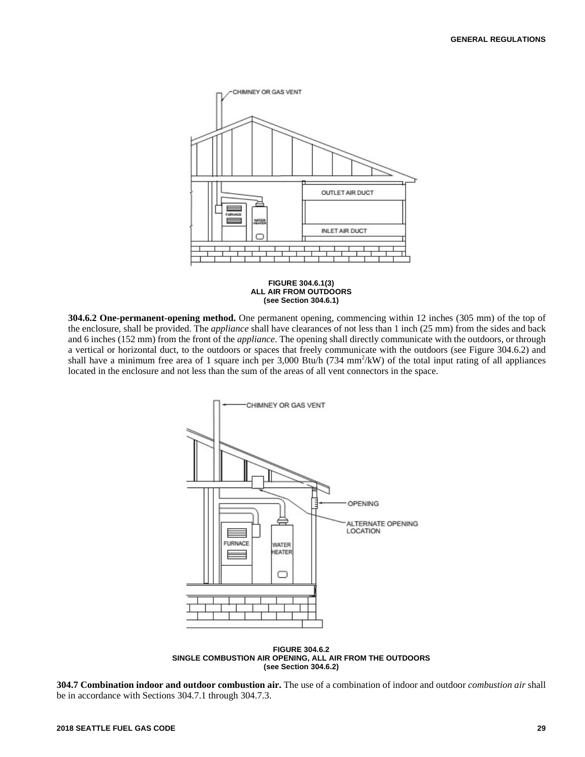**FIGURE 304.6.1(3)**
**ALL AIR FROM OUTDOORS**
**(see Section 304.6.1)**

**304.6.2 One-permanent-opening method.** One permanent opening, commencing within 12 inches (305 mm) of the top of the enclosure, shall be provided. The *appliance* shall have clearances of not less than 1 inch (25 mm) from the sides and back and 6 inches (152 mm) from the front of the *appliance*. The opening shall directly communicate with the outdoors, or through a vertical or horizontal duct, to the outdoors or spaces that freely communicate with the outdoors (see Figure 304.6.2) and shall have a minimum free area of 1 square inch per 3,000 Btu/h (734 $mm^2$/kW) of the total input rating of all appliances located in the enclosure and not less than the sum of the areas of all vent connectors in the space.

**FIGURE 304.6.2**
**SINGLE COMBUSTION AIR OPENING, ALL AIR FROM THE OUTDOORS**
**(see Section 304.6.2)**

**304.7 Combination indoor and outdoor combustion air.** The use of a combination of indoor and outdoor *combustion air* shall be in accordance with Sections 304.7.1 through 304.7.3.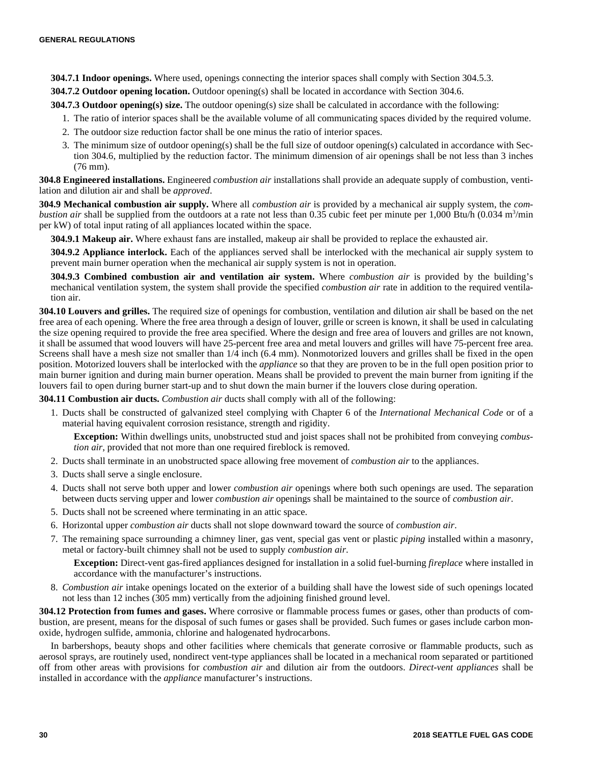**304.7.1 Indoor openings.** Where used, openings connecting the interior spaces shall comply with Section 304.5.3.

**304.7.2 Outdoor opening location.** Outdoor opening(s) shall be located in accordance with Section 304.6.

**304.7.3 Outdoor opening(s) size.** The outdoor opening(s) size shall be calculated in accordance with the following:

1. The ratio of interior spaces shall be the available volume of all communicating spaces divided by the required volume.
2. The outdoor size reduction factor shall be one minus the ratio of interior spaces.
3. The minimum size of outdoor opening(s) shall be the full size of outdoor opening(s) calculated in accordance with Section 304.6, multiplied by the reduction factor. The minimum dimension of air openings shall be not less than 3 inches (76 mm).

**304.8 Engineered installations.** Engineered *combustion air* installations shall provide an adequate supply of combustion, ventilation and dilution air and shall be *approved*.

**304.9 Mechanical combustion air supply.** Where all *combustion air* is provided by a mechanical air supply system, the *combustion air* shall be supplied from the outdoors at a rate not less than 0.35 cubic feet per minute per 1,000 Btu/h (0.034 $m^3$/min per kW) of total input rating of all appliances located within the space.

**304.9.1 Makeup air.** Where exhaust fans are installed, makeup air shall be provided to replace the exhausted air.

**304.9.2 Appliance interlock.** Each of the appliances served shall be interlocked with the mechanical air supply system to prevent main burner operation when the mechanical air supply system is not in operation.

**304.9.3 Combined combustion air and ventilation air system.** Where *combustion air* is provided by the building's mechanical ventilation system, the system shall provide the specified *combustion air* rate in addition to the required ventilation air.

**304.10 Louvers and grilles.** The required size of openings for combustion, ventilation and dilution air shall be based on the net free area of each opening. Where the free area through a design of louver, grille or screen is known, it shall be used in calculating the size opening required to provide the free area specified. Where the design and free area of louvers and grilles are not known, it shall be assumed that wood louvers will have 25-percent free area and metal louvers and grilles will have 75-percent free area. Screens shall have a mesh size not smaller than 1/4 inch (6.4 mm). Nonmotorized louvers and grilles shall be fixed in the open position. Motorized louvers shall be interlocked with the *appliance* so that they are proven to be in the full open position prior to main burner ignition and during main burner operation. Means shall be provided to prevent the main burner from igniting if the louvers fail to open during burner start-up and to shut down the main burner if the louvers close during operation.

**304.11 Combustion air ducts.** *Combustion air* ducts shall comply with all of the following:

1. Ducts shall be constructed of galvanized steel complying with Chapter 6 of the *International Mechanical Code* or of a material having equivalent corrosion resistance, strength and rigidity.

   **Exception:** Within dwellings units, unobstructed stud and joist spaces shall not be prohibited from conveying *combustion air*, provided that not more than one required fireblock is removed.

2. Ducts shall terminate in an unobstructed space allowing free movement of *combustion air* to the appliances.
3. Ducts shall serve a single enclosure.
4. Ducts shall not serve both upper and lower *combustion air* openings where both such openings are used. The separation between ducts serving upper and lower *combustion air* openings shall be maintained to the source of *combustion air*.
5. Ducts shall not be screened where terminating in an attic space.
6. Horizontal upper *combustion air* ducts shall not slope downward toward the source of *combustion air*.
7. The remaining space surrounding a chimney liner, gas vent, special gas vent or plastic *piping* installed within a masonry, metal or factory-built chimney shall not be used to supply *combustion air*.

   **Exception:** Direct-vent gas-fired appliances designed for installation in a solid fuel-burning *fireplace* where installed in accordance with the manufacturer's instructions.

8. *Combustion air* intake openings located on the exterior of a building shall have the lowest side of such openings located not less than 12 inches (305 mm) vertically from the adjoining finished ground level.

**304.12 Protection from fumes and gases.** Where corrosive or flammable process fumes or gases, other than products of combustion, are present, means for the disposal of such fumes or gases shall be provided. Such fumes or gases include carbon monoxide, hydrogen sulfide, ammonia, chlorine and halogenated hydrocarbons.

In barbershops, beauty shops and other facilities where chemicals that generate corrosive or flammable products, such as aerosol sprays, are routinely used, nondirect vent-type appliances shall be located in a mechanical room separated or partitioned off from other areas with provisions for *combustion air* and dilution air from the outdoors. *Direct-vent appliances* shall be installed in accordance with the *appliance* manufacturer's instructions.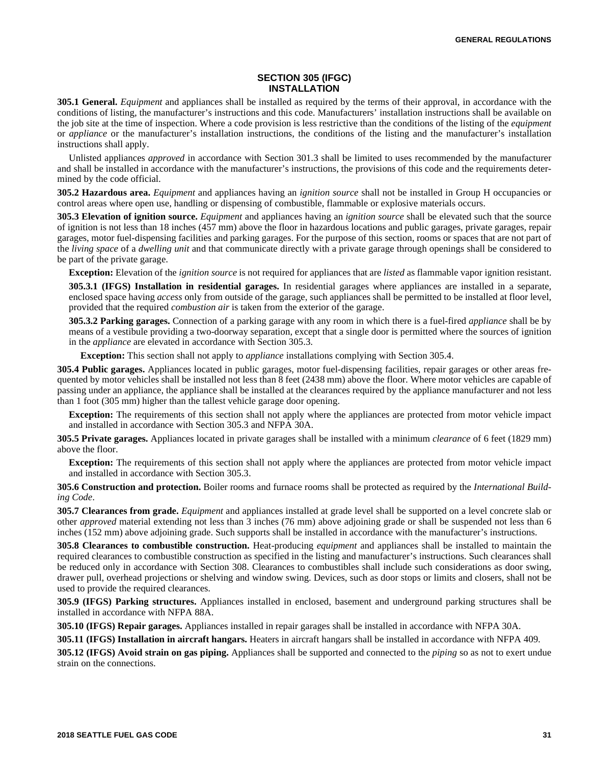## SECTION 305 (IFGC) INSTALLATION

**305.1 General.** *Equipment* and appliances shall be installed as required by the terms of their approval, in accordance with the conditions of listing, the manufacturer's instructions and this code. Manufacturers' installation instructions shall be available on the job site at the time of inspection. Where a code provision is less restrictive than the conditions of the listing of the *equipment* or *appliance* or the manufacturer's installation instructions, the conditions of the listing and the manufacturer's installation instructions shall apply.

Unlisted appliances *approved* in accordance with Section 301.3 shall be limited to uses recommended by the manufacturer and shall be installed in accordance with the manufacturer's instructions, the provisions of this code and the requirements determined by the code official.

**305.2 Hazardous area.** *Equipment* and appliances having an *ignition source* shall not be installed in Group H occupancies or control areas where open use, handling or dispensing of combustible, flammable or explosive materials occurs.

**305.3 Elevation of ignition source.** *Equipment* and appliances having an *ignition source* shall be elevated such that the source of ignition is not less than 18 inches (457 mm) above the floor in hazardous locations and public garages, private garages, repair garages, motor fuel-dispensing facilities and parking garages. For the purpose of this section, rooms or spaces that are not part of the *living space* of a *dwelling unit* and that communicate directly with a private garage through openings shall be considered to be part of the private garage.

**Exception:** Elevation of the *ignition source* is not required for appliances that are *listed* as flammable vapor ignition resistant.

**305.3.1 (IFGS) Installation in residential garages.** In residential garages where appliances are installed in a separate, enclosed space having *access* only from outside of the garage, such appliances shall be permitted to be installed at floor level, provided that the required *combustion air* is taken from the exterior of the garage.

**305.3.2 Parking garages.** Connection of a parking garage with any room in which there is a fuel-fired *appliance* shall be by means of a vestibule providing a two-doorway separation, except that a single door is permitted where the sources of ignition in the *appliance* are elevated in accordance with Section 305.3.

**Exception:** This section shall not apply to *appliance* installations complying with Section 305.4.

**305.4 Public garages.** Appliances located in public garages, motor fuel-dispensing facilities, repair garages or other areas frequented by motor vehicles shall be installed not less than 8 feet (2438 mm) above the floor. Where motor vehicles are capable of passing under an appliance, the appliance shall be installed at the clearances required by the appliance manufacturer and not less than 1 foot (305 mm) higher than the tallest vehicle garage door opening.

**Exception:** The requirements of this section shall not apply where the appliances are protected from motor vehicle impact and installed in accordance with Section 305.3 and NFPA 30A.

**305.5 Private garages.** Appliances located in private garages shall be installed with a minimum *clearance* of 6 feet (1829 mm) above the floor.

**Exception:** The requirements of this section shall not apply where the appliances are protected from motor vehicle impact and installed in accordance with Section 305.3.

**305.6 Construction and protection.** Boiler rooms and furnace rooms shall be protected as required by the *International Building Code*.

**305.7 Clearances from grade.** *Equipment* and appliances installed at grade level shall be supported on a level concrete slab or other *approved* material extending not less than 3 inches (76 mm) above adjoining grade or shall be suspended not less than 6 inches (152 mm) above adjoining grade. Such supports shall be installed in accordance with the manufacturer's instructions.

**305.8 Clearances to combustible construction.** Heat-producing *equipment* and appliances shall be installed to maintain the required clearances to combustible construction as specified in the listing and manufacturer's instructions. Such clearances shall be reduced only in accordance with Section 308. Clearances to combustibles shall include such considerations as door swing, drawer pull, overhead projections or shelving and window swing. Devices, such as door stops or limits and closers, shall not be used to provide the required clearances.

**305.9 (IFGS) Parking structures.** Appliances installed in enclosed, basement and underground parking structures shall be installed in accordance with NFPA 88A.

**305.10 (IFGS) Repair garages.** Appliances installed in repair garages shall be installed in accordance with NFPA 30A.

**305.11 (IFGS) Installation in aircraft hangars.** Heaters in aircraft hangars shall be installed in accordance with NFPA 409.

**305.12 (IFGS) Avoid strain on gas piping.** Appliances shall be supported and connected to the *piping* so as not to exert undue strain on the connections.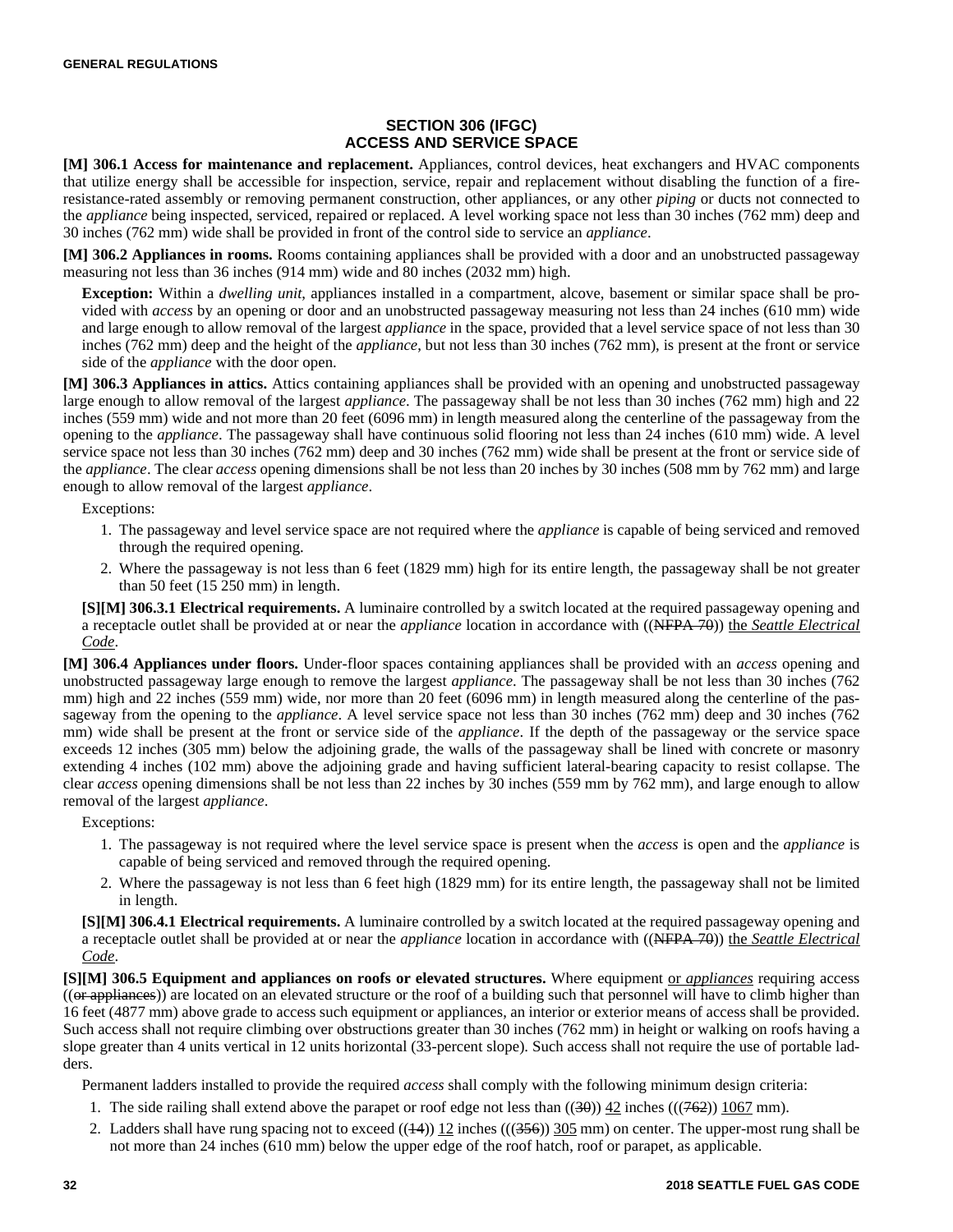## SECTION 306 (IFGC) ACCESS AND SERVICE SPACE

**[M] 306.1 Access for maintenance and replacement.** Appliances, control devices, heat exchangers and HVAC components that utilize energy shall be accessible for inspection, service, repair and replacement without disabling the function of a fire-resistance-rated assembly or removing permanent construction, other appliances, or any other *piping* or ducts not connected to the *appliance* being inspected, serviced, repaired or replaced. A level working space not less than 30 inches (762 mm) deep and 30 inches (762 mm) wide shall be provided in front of the control side to service an *appliance*.

**[M] 306.2 Appliances in rooms.** Rooms containing appliances shall be provided with a door and an unobstructed passageway measuring not less than 36 inches (914 mm) wide and 80 inches (2032 mm) high.

**Exception:** Within a *dwelling unit*, appliances installed in a compartment, alcove, basement or similar space shall be provided with *access* by an opening or door and an unobstructed passageway measuring not less than 24 inches (610 mm) wide and large enough to allow removal of the largest *appliance* in the space, provided that a level service space of not less than 30 inches (762 mm) deep and the height of the *appliance*, but not less than 30 inches (762 mm), is present at the front or service side of the *appliance* with the door open.

**[M] 306.3 Appliances in attics.** Attics containing appliances shall be provided with an opening and unobstructed passageway large enough to allow removal of the largest *appliance*. The passageway shall be not less than 30 inches (762 mm) high and 22 inches (559 mm) wide and not more than 20 feet (6096 mm) in length measured along the centerline of the passageway from the opening to the *appliance*. The passageway shall have continuous solid flooring not less than 24 inches (610 mm) wide. A level service space not less than 30 inches (762 mm) deep and 30 inches (762 mm) wide shall be present at the front or service side of the *appliance*. The clear *access* opening dimensions shall be not less than 20 inches by 30 inches (508 mm by 762 mm) and large enough to allow removal of the largest *appliance*.

Exceptions:

1. The passageway and level service space are not required where the *appliance* is capable of being serviced and removed through the required opening.
2. Where the passageway is not less than 6 feet (1829 mm) high for its entire length, the passageway shall be not greater than 50 feet (15 250 mm) in length.

**[S][M] 306.3.1 Electrical requirements.** A luminaire controlled by a switch located at the required passageway opening and a receptacle outlet shall be provided at or near the *appliance* location in accordance with ((~~NFPA 70~~)) <u>the *Seattle Electrical Code*</u>.

**[M] 306.4 Appliances under floors.** Under-floor spaces containing appliances shall be provided with an *access* opening and unobstructed passageway large enough to remove the largest *appliance*. The passageway shall be not less than 30 inches (762 mm) high and 22 inches (559 mm) wide, nor more than 20 feet (6096 mm) in length measured along the centerline of the passageway from the opening to the *appliance*. A level service space not less than 30 inches (762 mm) deep and 30 inches (762 mm) wide shall be present at the front or service side of the *appliance*. If the depth of the passageway or the service space exceeds 12 inches (305 mm) below the adjoining grade, the walls of the passageway shall be lined with concrete or masonry extending 4 inches (102 mm) above the adjoining grade and having sufficient lateral-bearing capacity to resist collapse. The clear *access* opening dimensions shall be not less than 22 inches by 30 inches (559 mm by 762 mm), and large enough to allow removal of the largest *appliance*.

Exceptions:

1. The passageway is not required where the level service space is present when the *access* is open and the *appliance* is capable of being serviced and removed through the required opening.
2. Where the passageway is not less than 6 feet high (1829 mm) for its entire length, the passageway shall not be limited in length.

**[S][M] 306.4.1 Electrical requirements.** A luminaire controlled by a switch located at the required passageway opening and a receptacle outlet shall be provided at or near the *appliance* location in accordance with ((~~NFPA 70~~)) <u>the *Seattle Electrical Code*</u>.

**[S][M] 306.5 Equipment and appliances on roofs or elevated structures.** Where equipment <u>or *appliances*</u> requiring access ((~~or appliances~~)) are located on an elevated structure or the roof of a building such that personnel will have to climb higher than 16 feet (4877 mm) above grade to access such equipment or appliances, an interior or exterior means of access shall be provided. Such access shall not require climbing over obstructions greater than 30 inches (762 mm) in height or walking on roofs having a slope greater than 4 units vertical in 12 units horizontal (33-percent slope). Such access shall not require the use of portable ladders.

Permanent ladders installed to provide the required *access* shall comply with the following minimum design criteria:

1. The side railing shall extend above the parapet or roof edge not less than ((~~30~~)) <u>42</u> inches (((~~762~~)) <u>1067</u> mm).
2. Ladders shall have rung spacing not to exceed ((~~14~~)) <u>12</u> inches (((~~356~~)) <u>305</u> mm) on center. The upper-most rung shall be not more than 24 inches (610 mm) below the upper edge of the roof hatch, roof or parapet, as applicable.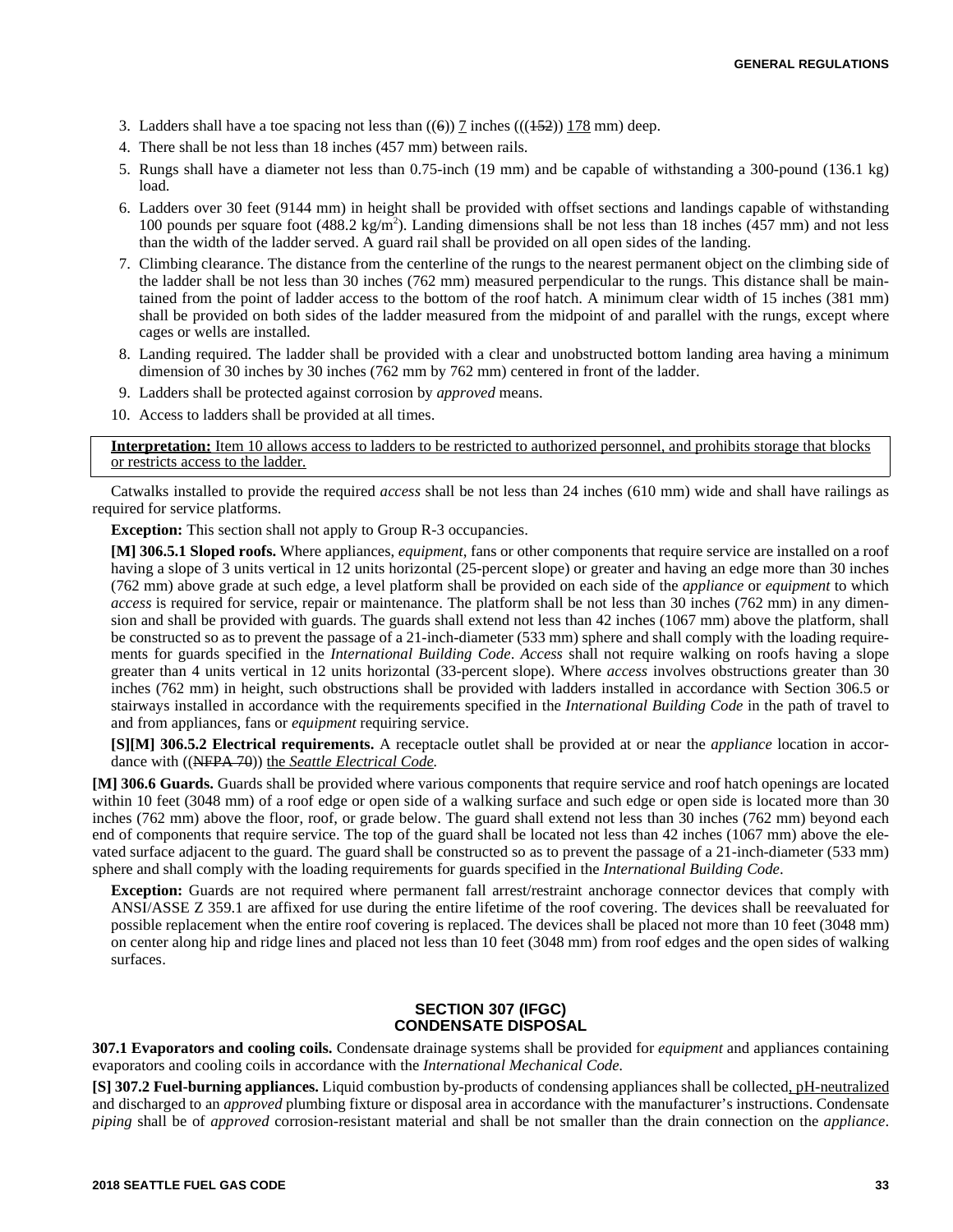3. Ladders shall have a toe spacing not less than ((~~6~~)) <u>7</u> inches (((~~152~~)) <u>178</u> mm) deep.
4. There shall be not less than 18 inches (457 mm) between rails.
5. Rungs shall have a diameter not less than 0.75-inch (19 mm) and be capable of withstanding a 300-pound (136.1 kg) load.
6. Ladders over 30 feet (9144 mm) in height shall be provided with offset sections and landings capable of withstanding 100 pounds per square foot (488.2 kg/m$^2$). Landing dimensions shall be not less than 18 inches (457 mm) and not less than the width of the ladder served. A guard rail shall be provided on all open sides of the landing.
7. Climbing clearance. The distance from the centerline of the rungs to the nearest permanent object on the climbing side of the ladder shall be not less than 30 inches (762 mm) measured perpendicular to the rungs. This distance shall be maintained from the point of ladder access to the bottom of the roof hatch. A minimum clear width of 15 inches (381 mm) shall be provided on both sides of the ladder measured from the midpoint of and parallel with the rungs, except where cages or wells are installed.
8. Landing required. The ladder shall be provided with a clear and unobstructed bottom landing area having a minimum dimension of 30 inches by 30 inches (762 mm by 762 mm) centered in front of the ladder.
9. Ladders shall be protected against corrosion by *approved* means.
10. Access to ladders shall be provided at all times.

<u>**Interpretation:** Item 10 allows access to ladders to be restricted to authorized personnel, and prohibits storage that blocks or restricts access to the ladder.</u>

Catwalks installed to provide the required *access* shall be not less than 24 inches (610 mm) wide and shall have railings as required for service platforms.

**Exception:** This section shall not apply to Group R-3 occupancies.

**[M] 306.5.1 Sloped roofs.** Where appliances, *equipment*, fans or other components that require service are installed on a roof having a slope of 3 units vertical in 12 units horizontal (25-percent slope) or greater and having an edge more than 30 inches (762 mm) above grade at such edge, a level platform shall be provided on each side of the *appliance* or *equipment* to which *access* is required for service, repair or maintenance. The platform shall be not less than 30 inches (762 mm) in any dimension and shall be provided with guards. The guards shall extend not less than 42 inches (1067 mm) above the platform, shall be constructed so as to prevent the passage of a 21-inch-diameter (533 mm) sphere and shall comply with the loading requirements for guards specified in the *International Building Code*. *Access* shall not require walking on roofs having a slope greater than 4 units vertical in 12 units horizontal (33-percent slope). Where *access* involves obstructions greater than 30 inches (762 mm) in height, such obstructions shall be provided with ladders installed in accordance with Section 306.5 or stairways installed in accordance with the requirements specified in the *International Building Code* in the path of travel to and from appliances, fans or *equipment* requiring service.

**[S][M] 306.5.2 Electrical requirements.** A receptacle outlet shall be provided at or near the *appliance* location in accordance with ((~~NFPA 70~~)) <u>the *Seattle Electrical Code*</u>.

**[M] 306.6 Guards.** Guards shall be provided where various components that require service and roof hatch openings are located within 10 feet (3048 mm) of a roof edge or open side of a walking surface and such edge or open side is located more than 30 inches (762 mm) above the floor, roof, or grade below. The guard shall extend not less than 30 inches (762 mm) beyond each end of components that require service. The top of the guard shall be located not less than 42 inches (1067 mm) above the elevated surface adjacent to the guard. The guard shall be constructed so as to prevent the passage of a 21-inch-diameter (533 mm) sphere and shall comply with the loading requirements for guards specified in the *International Building Code*.

**Exception:** Guards are not required where permanent fall arrest/restraint anchorage connector devices that comply with ANSI/ASSE Z 359.1 are affixed for use during the entire lifetime of the roof covering. The devices shall be reevaluated for possible replacement when the entire roof covering is replaced. The devices shall be placed not more than 10 feet (3048 mm) on center along hip and ridge lines and placed not less than 10 feet (3048 mm) from roof edges and the open sides of walking surfaces.

## SECTION 307 (IFGC) CONDENSATE DISPOSAL

**307.1 Evaporators and cooling coils.** Condensate drainage systems shall be provided for *equipment* and appliances containing evaporators and cooling coils in accordance with the *International Mechanical Code*.

**[S] 307.2 Fuel-burning appliances.** Liquid combustion by-products of condensing appliances shall be collected<u>, pH-neutralized</u> and discharged to an *approved* plumbing fixture or disposal area in accordance with the manufacturer's instructions. Condensate *piping* shall be of *approved* corrosion-resistant material and shall be not smaller than the drain connection on the *appliance*.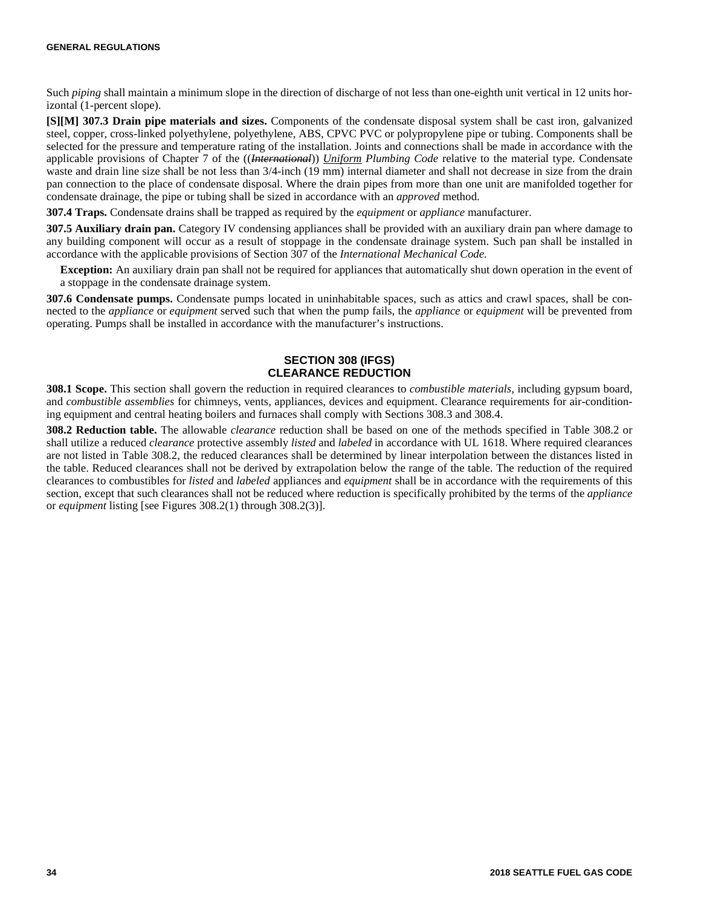Such *piping* shall maintain a minimum slope in the direction of discharge of not less than one-eighth unit vertical in 12 units horizontal (1-percent slope).

**[S][M] 307.3 Drain pipe materials and sizes.** Components of the condensate disposal system shall be cast iron, galvanized steel, copper, cross-linked polyethylene, polyethylene, ABS, CPVC PVC or polypropylene pipe or tubing. Components shall be selected for the pressure and temperature rating of the installation. Joints and connections shall be made in accordance with the applicable provisions of Chapter 7 of the ((~~*International*~~)) <u>*Uniform*</u> *Plumbing Code* relative to the material type. Condensate waste and drain line size shall be not less than 3/4-inch (19 mm) internal diameter and shall not decrease in size from the drain pan connection to the place of condensate disposal. Where the drain pipes from more than one unit are manifolded together for condensate drainage, the pipe or tubing shall be sized in accordance with an *approved* method.

**307.4 Traps.** Condensate drains shall be trapped as required by the *equipment* or *appliance* manufacturer.

**307.5 Auxiliary drain pan.** Category IV condensing appliances shall be provided with an auxiliary drain pan where damage to any building component will occur as a result of stoppage in the condensate drainage system. Such pan shall be installed in accordance with the applicable provisions of Section 307 of the *International Mechanical Code.*

**Exception:** An auxiliary drain pan shall not be required for appliances that automatically shut down operation in the event of a stoppage in the condensate drainage system.

**307.6 Condensate pumps.** Condensate pumps located in uninhabitable spaces, such as attics and crawl spaces, shall be connected to the *appliance* or *equipment* served such that when the pump fails, the *appliance* or *equipment* will be prevented from operating. Pumps shall be installed in accordance with the manufacturer's instructions.

## SECTION 308 (IFGS) CLEARANCE REDUCTION

**308.1 Scope.** This section shall govern the reduction in required clearances to *combustible materials*, including gypsum board, and *combustible assemblies* for chimneys, vents, appliances, devices and equipment. Clearance requirements for air-conditioning equipment and central heating boilers and furnaces shall comply with Sections 308.3 and 308.4.

**308.2 Reduction table.** The allowable *clearance* reduction shall be based on one of the methods specified in Table 308.2 or shall utilize a reduced *clearance* protective assembly *listed* and *labeled* in accordance with UL 1618. Where required clearances are not listed in Table 308.2, the reduced clearances shall be determined by linear interpolation between the distances listed in the table. Reduced clearances shall not be derived by extrapolation below the range of the table. The reduction of the required clearances to combustibles for *listed* and *labeled* appliances and *equipment* shall be in accordance with the requirements of this section, except that such clearances shall not be reduced where reduction is specifically prohibited by the terms of the *appliance* or *equipment* listing [see Figures 308.2(1) through 308.2(3)].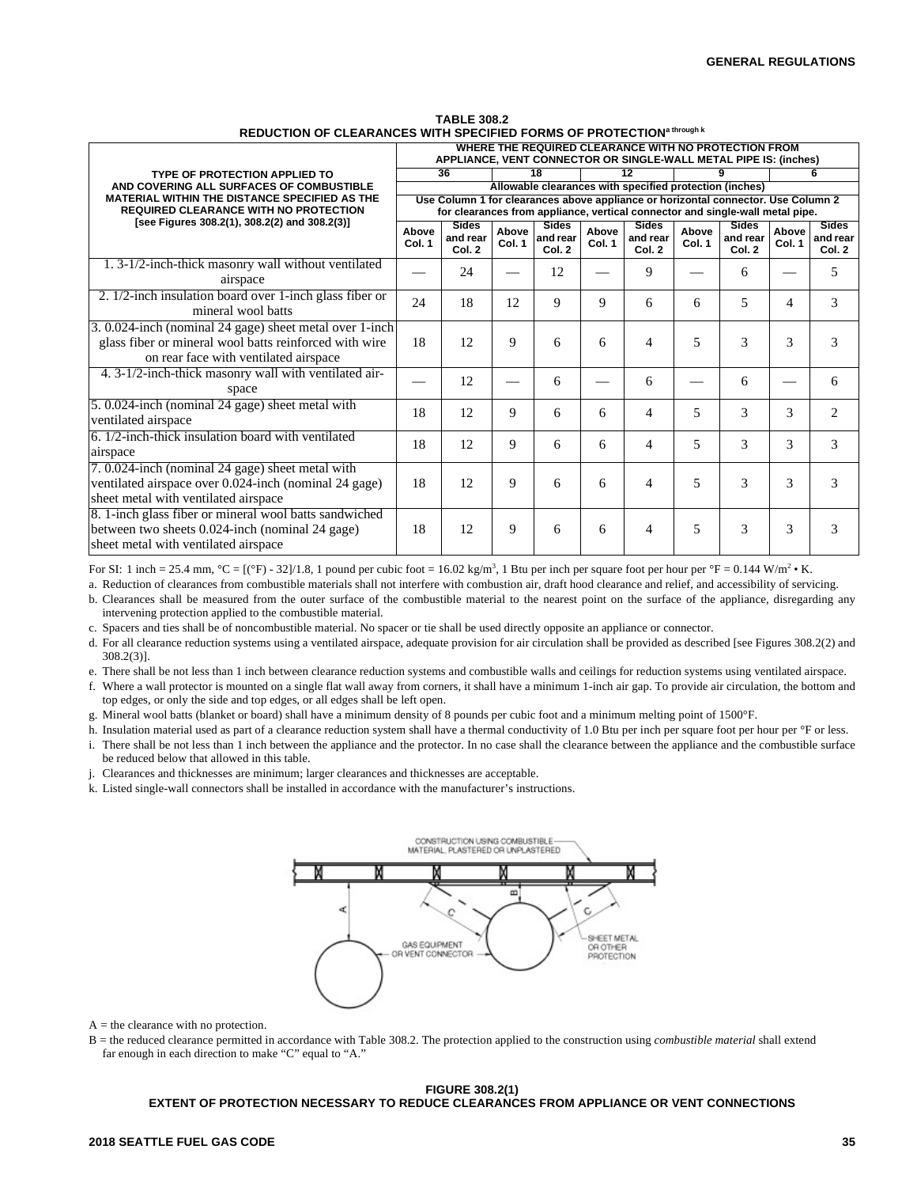**TABLE 308.2**
**REDUCTION OF CLEARANCES WITH SPECIFIED FORMS OF PROTECTION[a through k]**

| TYPE OF PROTECTION APPLIED TO AND COVERING ALL SURFACES OF COMBUSTIBLE MATERIAL WITHIN THE DISTANCE SPECIFIED AS THE REQUIRED CLEARANCE WITH NO PROTECTION [see Figures 308.2(1), 308.2(2) and 308.2(3)] | WHERE THE REQUIRED CLEARANCE WITH NO PROTECTION FROM APPLIANCE, VENT CONNECTOR OR SINGLE-WALL METAL PIPE IS: (inches) | | | | | | | | | |
|---|---|---|---|---|---|---|---|---|---|---|
| | 36 | | 18 | | 12 | | 9 | | 6 | |
| | Allowable clearances with specified protection (inches) | | | | | | | | | |
| | Use Column 1 for clearances above appliance or horizontal connector. Use Column 2 for clearances from appliance, vertical connector and single-wall metal pipe. | | | | | | | | | |
| | Above Col. 1 | Sides and rear Col. 2 | Above Col. 1 | Sides and rear Col. 2 | Above Col. 1 | Sides and rear Col. 2 | Above Col. 1 | Sides and rear Col. 2 | Above Col. 1 | Sides and rear Col. 2 |
| 1. 3-1/2-inch-thick masonry wall without ventilated airspace | — | 24 | — | 12 | — | 9 | — | 6 | — | 5 |
| 2. 1/2-inch insulation board over 1-inch glass fiber or mineral wool batts | 24 | 18 | 12 | 9 | 9 | 6 | 6 | 5 | 4 | 3 |
| 3. 0.024-inch (nominal 24 gage) sheet metal over 1-inch glass fiber or mineral wool batts reinforced with wire on rear face with ventilated airspace | 18 | 12 | 9 | 6 | 6 | 4 | 5 | 3 | 3 | 3 |
| 4. 3-1/2-inch-thick masonry wall with ventilated airspace | — | 12 | — | 6 | — | 6 | — | 6 | — | 6 |
| 5. 0.024-inch (nominal 24 gage) sheet metal with ventilated airspace | 18 | 12 | 9 | 6 | 6 | 4 | 5 | 3 | 3 | 2 |
| 6. 1/2-inch-thick insulation board with ventilated airspace | 18 | 12 | 9 | 6 | 6 | 4 | 5 | 3 | 3 | 3 |
| 7. 0.024-inch (nominal 24 gage) sheet metal with ventilated airspace over 0.024-inch (nominal 24 gage) sheet metal with ventilated airspace | 18 | 12 | 9 | 6 | 6 | 4 | 5 | 3 | 3 | 3 |
| 8. 1-inch glass fiber or mineral wool batts sandwiched between two sheets 0.024-inch (nominal 24 gage) sheet metal with ventilated airspace | 18 | 12 | 9 | 6 | 6 | 4 | 5 | 3 | 3 | 3 |

For SI: 1 inch = 25.4 mm, °C = [(°F) - 32]/1.8, 1 pound per cubic foot = 16.02 kg/m$^3$, 1 Btu per inch per square foot per hour per °F = 0.144 W/m$^2$ • K.

a. Reduction of clearances from combustible materials shall not interfere with combustion air, draft hood clearance and relief, and accessibility of servicing.

b. Clearances shall be measured from the outer surface of the combustible material to the nearest point on the surface of the appliance, disregarding any intervening protection applied to the combustible material.

c. Spacers and ties shall be of noncombustible material. No spacer or tie shall be used directly opposite an appliance or connector.

d. For all clearance reduction systems using a ventilated airspace, adequate provision for air circulation shall be provided as described [see Figures 308.2(2) and 308.2(3)].

e. There shall be not less than 1 inch between clearance reduction systems and combustible walls and ceilings for reduction systems using ventilated airspace.

f. Where a wall protector is mounted on a single flat wall away from corners, it shall have a minimum 1-inch air gap. To provide air circulation, the bottom and top edges, or only the side and top edges, or all edges shall be left open.

g. Mineral wool batts (blanket or board) shall have a minimum density of 8 pounds per cubic foot and a minimum melting point of 1500°F.

h. Insulation material used as part of a clearance reduction system shall have a thermal conductivity of 1.0 Btu per inch per square foot per hour per °F or less.

i. There shall be not less than 1 inch between the appliance and the protector. In no case shall the clearance between the appliance and the combustible surface be reduced below that allowed in this table.

j. Clearances and thicknesses are minimum; larger clearances and thicknesses are acceptable.

k. Listed single-wall connectors shall be installed in accordance with the manufacturer's instructions.

CONSTRUCTION USING COMBUSTIBLE MATERIAL, PLASTERED OR UNPLASTERED

GAS EQUIPMENT OR VENT CONNECTOR

SHEET METAL OR OTHER PROTECTION

A = the clearance with no protection.

B = the reduced clearance permitted in accordance with Table 308.2. The protection applied to the construction using *combustible material* shall extend far enough in each direction to make "C" equal to "A."

**FIGURE 308.2(1)**
**EXTENT OF PROTECTION NECESSARY TO REDUCE CLEARANCES FROM APPLIANCE OR VENT CONNECTIONS**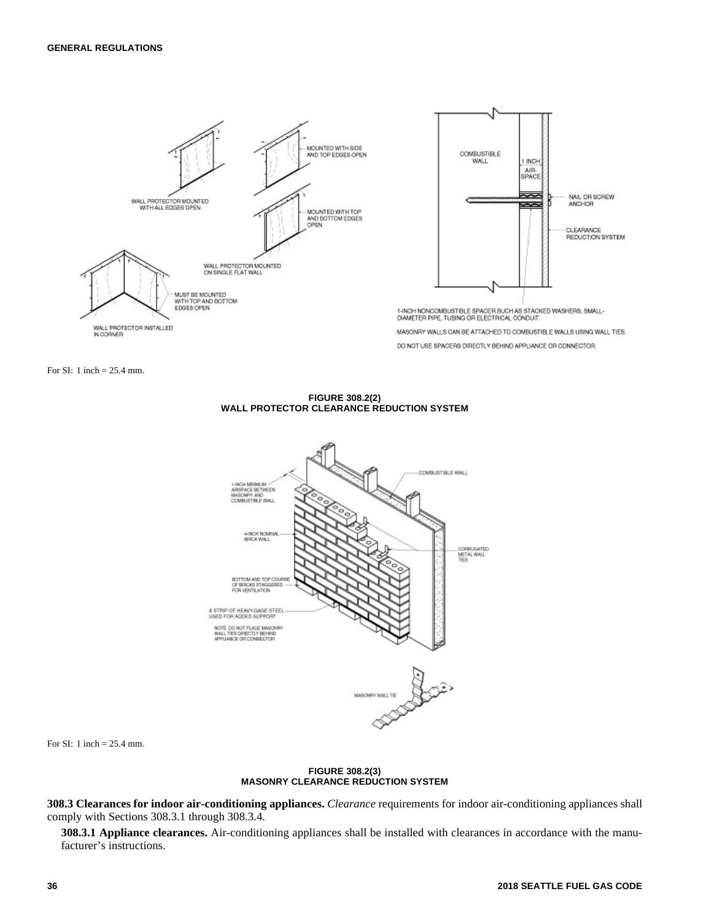For SI: 1 inch = 25.4 mm.

**FIGURE 308.2(2)**
**WALL PROTECTOR CLEARANCE REDUCTION SYSTEM**

For SI: 1 inch = 25.4 mm.

**FIGURE 308.2(3)**
**MASONRY CLEARANCE REDUCTION SYSTEM**

**308.3 Clearances for indoor air-conditioning appliances.** *Clearance* requirements for indoor air-conditioning appliances shall comply with Sections 308.3.1 through 308.3.4.

**308.3.1 Appliance clearances.** Air-conditioning appliances shall be installed with clearances in accordance with the manufacturer's instructions.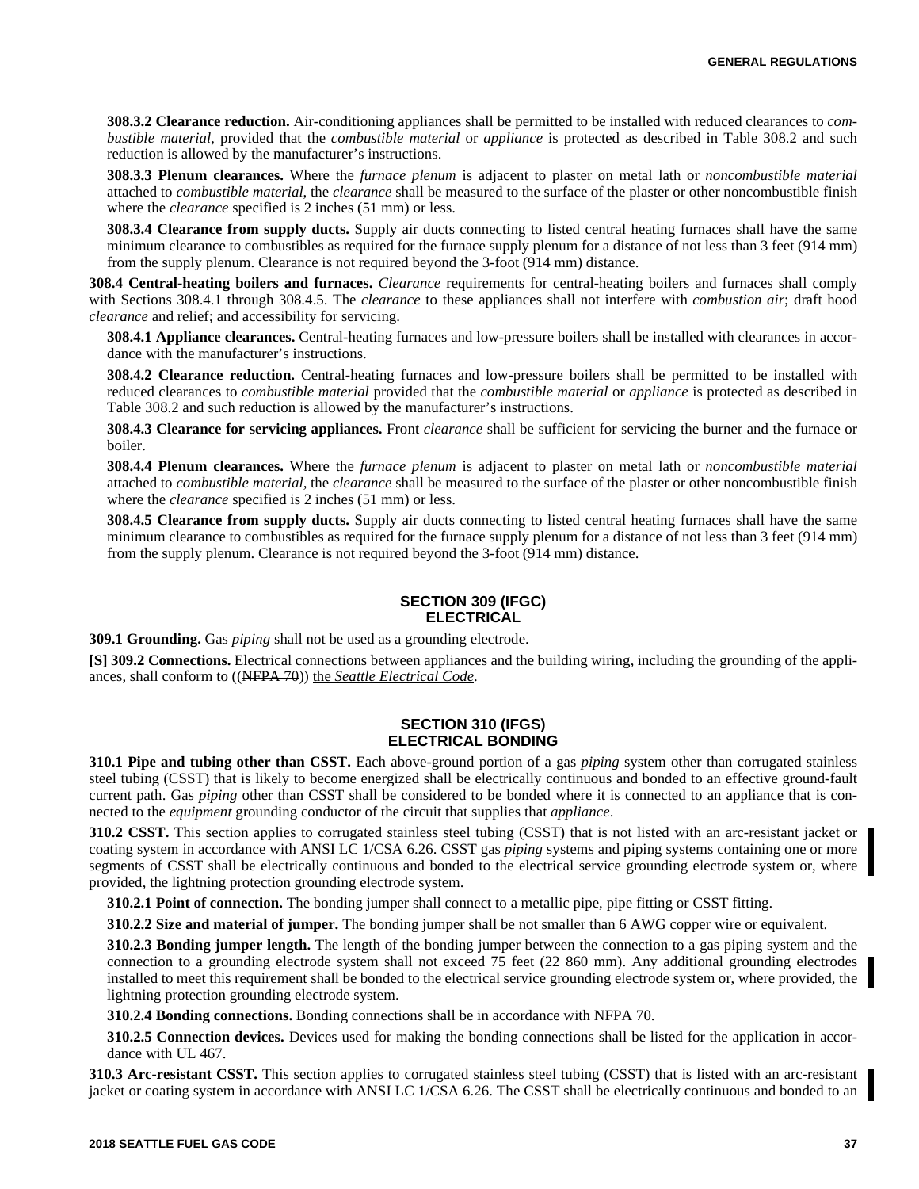**308.3.2 Clearance reduction.** Air-conditioning appliances shall be permitted to be installed with reduced clearances to *combustible material*, provided that the *combustible material* or *appliance* is protected as described in Table 308.2 and such reduction is allowed by the manufacturer's instructions.

**308.3.3 Plenum clearances.** Where the *furnace plenum* is adjacent to plaster on metal lath or *noncombustible material* attached to *combustible material*, the *clearance* shall be measured to the surface of the plaster or other noncombustible finish where the *clearance* specified is 2 inches (51 mm) or less.

**308.3.4 Clearance from supply ducts.** Supply air ducts connecting to listed central heating furnaces shall have the same minimum clearance to combustibles as required for the furnace supply plenum for a distance of not less than 3 feet (914 mm) from the supply plenum. Clearance is not required beyond the 3-foot (914 mm) distance.

**308.4 Central-heating boilers and furnaces.** *Clearance* requirements for central-heating boilers and furnaces shall comply with Sections 308.4.1 through 308.4.5. The *clearance* to these appliances shall not interfere with *combustion air*; draft hood *clearance* and relief; and accessibility for servicing.

**308.4.1 Appliance clearances.** Central-heating furnaces and low-pressure boilers shall be installed with clearances in accordance with the manufacturer's instructions.

**308.4.2 Clearance reduction.** Central-heating furnaces and low-pressure boilers shall be permitted to be installed with reduced clearances to *combustible material* provided that the *combustible material* or *appliance* is protected as described in Table 308.2 and such reduction is allowed by the manufacturer's instructions.

**308.4.3 Clearance for servicing appliances.** Front *clearance* shall be sufficient for servicing the burner and the furnace or boiler.

**308.4.4 Plenum clearances.** Where the *furnace plenum* is adjacent to plaster on metal lath or *noncombustible material* attached to *combustible material*, the *clearance* shall be measured to the surface of the plaster or other noncombustible finish where the *clearance* specified is 2 inches (51 mm) or less.

**308.4.5 Clearance from supply ducts.** Supply air ducts connecting to listed central heating furnaces shall have the same minimum clearance to combustibles as required for the furnace supply plenum for a distance of not less than 3 feet (914 mm) from the supply plenum. Clearance is not required beyond the 3-foot (914 mm) distance.

## SECTION 309 (IFGC) ELECTRICAL

**309.1 Grounding.** Gas *piping* shall not be used as a grounding electrode.

**[S] 309.2 Connections.** Electrical connections between appliances and the building wiring, including the grounding of the appliances, shall conform to ((~~NFPA 70~~)) the *Seattle Electrical Code*.

## SECTION 310 (IFGS) ELECTRICAL BONDING

**310.1 Pipe and tubing other than CSST.** Each above-ground portion of a gas *piping* system other than corrugated stainless steel tubing (CSST) that is likely to become energized shall be electrically continuous and bonded to an effective ground-fault current path. Gas *piping* other than CSST shall be considered to be bonded where it is connected to an appliance that is connected to the *equipment* grounding conductor of the circuit that supplies that *appliance*.

**310.2 CSST.** This section applies to corrugated stainless steel tubing (CSST) that is not listed with an arc-resistant jacket or coating system in accordance with ANSI LC 1/CSA 6.26. CSST gas *piping* systems and piping systems containing one or more segments of CSST shall be electrically continuous and bonded to the electrical service grounding electrode system or, where provided, the lightning protection grounding electrode system.

**310.2.1 Point of connection.** The bonding jumper shall connect to a metallic pipe, pipe fitting or CSST fitting.

**310.2.2 Size and material of jumper.** The bonding jumper shall be not smaller than 6 AWG copper wire or equivalent.

**310.2.3 Bonding jumper length.** The length of the bonding jumper between the connection to a gas piping system and the connection to a grounding electrode system shall not exceed 75 feet (22 860 mm). Any additional grounding electrodes installed to meet this requirement shall be bonded to the electrical service grounding electrode system or, where provided, the lightning protection grounding electrode system.

**310.2.4 Bonding connections.** Bonding connections shall be in accordance with NFPA 70.

**310.2.5 Connection devices.** Devices used for making the bonding connections shall be listed for the application in accordance with UL 467.

**310.3 Arc-resistant CSST.** This section applies to corrugated stainless steel tubing (CSST) that is listed with an arc-resistant jacket or coating system in accordance with ANSI LC 1/CSA 6.26. The CSST shall be electrically continuous and bonded to an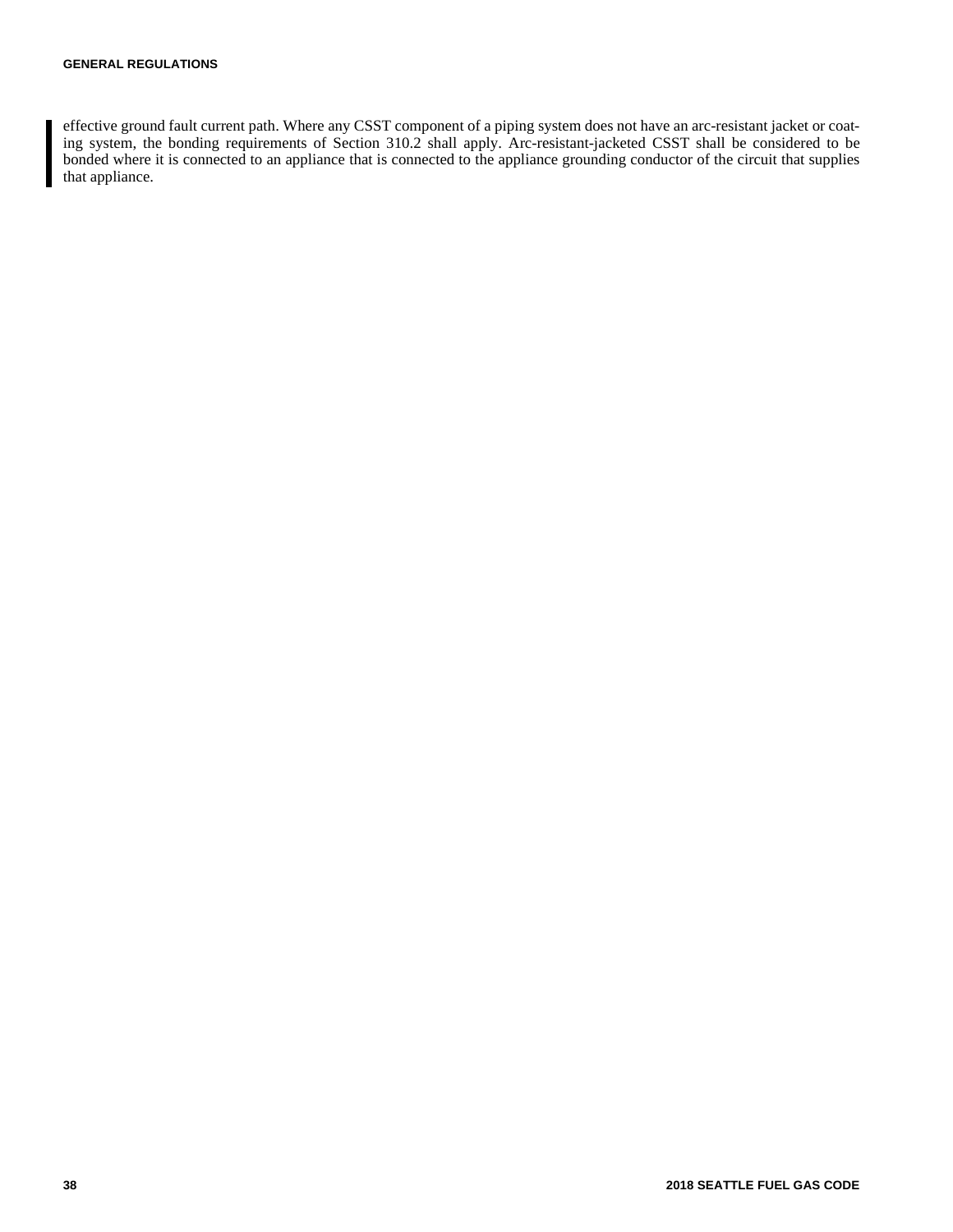effective ground fault current path. Where any CSST component of a piping system does not have an arc-resistant jacket or coating system, the bonding requirements of Section 310.2 shall apply. Arc-resistant-jacketed CSST shall be considered to be bonded where it is connected to an appliance that is connected to the appliance grounding conductor of the circuit that supplies that appliance.